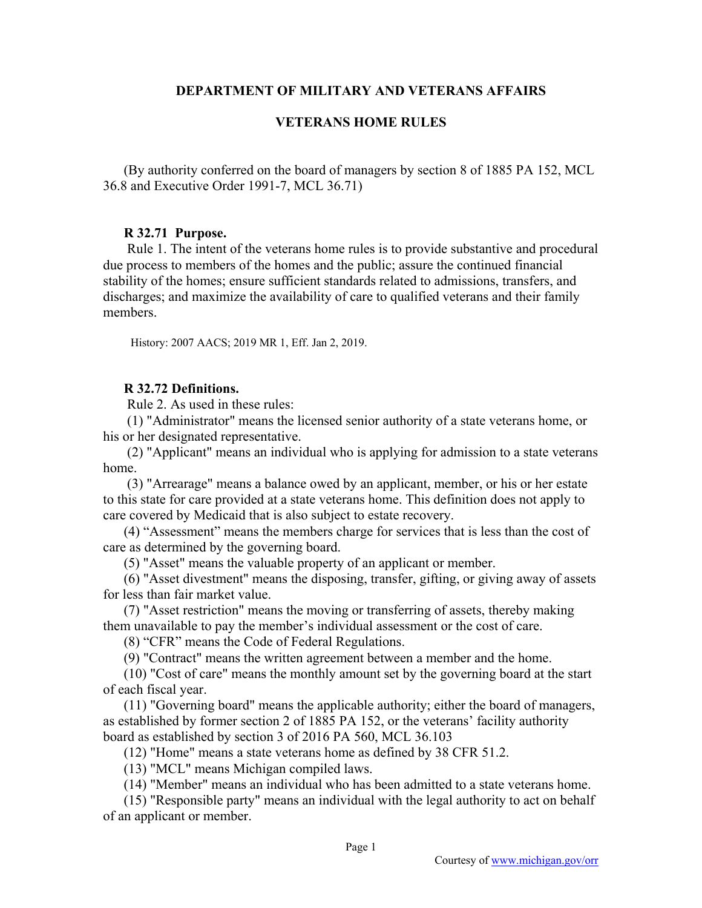# DEPARTMENT OF MILITARY AND VETERANS AFFAIRS

## VETERANS HOME RULES

(By authority conferred on the board of managers by section 8 of 1885 PA 152, MCL 36.8 and Executive Order 1991-7, MCL 36.71)

**R 32.71 Purpose.**

Rule 1. The intent of the veterans home rules is to provide substantive and procedural due process to members of the homes and the public; assure the continued financial stability of the homes; ensure sufficient standards related to admissions, transfers, and discharges; and maximize the availability of care to qualified veterans and their family members.

History: 2007 AACS; 2019 MR 1, Eff. Jan 2, 2019.

**R 32.72 Definitions.**

Rule 2. As used in these rules:

(1) "Administrator" means the licensed senior authority of a state veterans home, or his or her designated representative.

(2) "Applicant" means an individual who is applying for admission to a state veterans home.

(3) "Arrearage" means a balance owed by an applicant, member, or his or her estate to this state for care provided at a state veterans home. This definition does not apply to care covered by Medicaid that is also subject to estate recovery.

(4) "Assessment" means the members charge for services that is less than the cost of care as determined by the governing board.

(5) "Asset" means the valuable property of an applicant or member.

(6) "Asset divestment" means the disposing, transfer, gifting, or giving away of assets for less than fair market value.

(7) "Asset restriction" means the moving or transferring of assets, thereby making them unavailable to pay the member's individual assessment or the cost of care.

(8) "CFR" means the Code of Federal Regulations.

(9) "Contract" means the written agreement between a member and the home.

(10) "Cost of care" means the monthly amount set by the governing board at the start of each fiscal year.

(11) "Governing board" means the applicable authority; either the board of managers, as established by former section 2 of 1885 PA 152, or the veterans' facility authority board as established by section 3 of 2016 PA 560, MCL 36.103

(12) "Home" means a state veterans home as defined by 38 CFR 51.2.

(13) "MCL" means Michigan compiled laws.

(14) "Member" means an individual who has been admitted to a state veterans home.

(15) "Responsible party" means an individual with the legal authority to act on behalf of an applicant or member.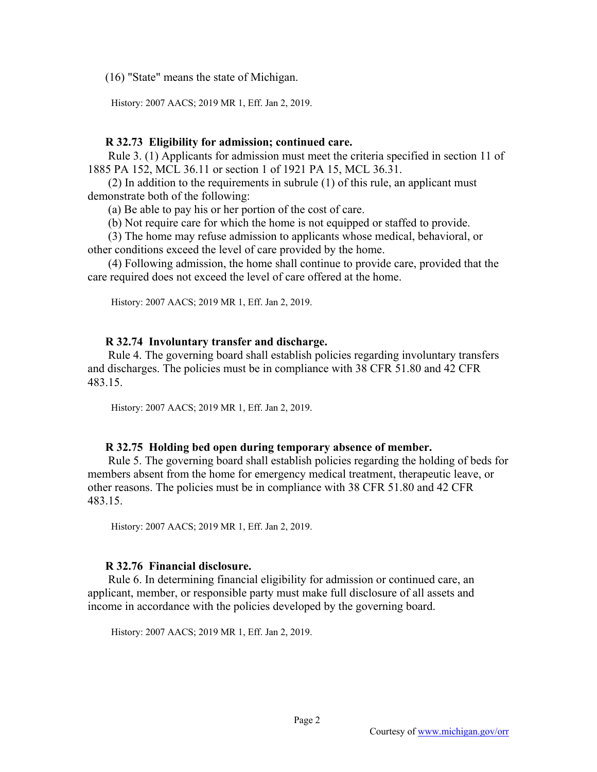(16) "State" means the state of Michigan.

History: 2007 AACS; 2019 MR 1, Eff. Jan 2, 2019.

**R 32.73 Eligibility for admission; continued care.**

Rule 3. (1) Applicants for admission must meet the criteria specified in section 11 of 1885 PA 152, MCL 36.11 or section 1 of 1921 PA 15, MCL 36.31.

(2) In addition to the requirements in subrule (1) of this rule, an applicant must demonstrate both of the following:

(a) Be able to pay his or her portion of the cost of care.

(b) Not require care for which the home is not equipped or staffed to provide.

(3) The home may refuse admission to applicants whose medical, behavioral, or other conditions exceed the level of care provided by the home.

(4) Following admission, the home shall continue to provide care, provided that the care required does not exceed the level of care offered at the home.

History: 2007 AACS; 2019 MR 1, Eff. Jan 2, 2019.

**R 32.74 Involuntary transfer and discharge.**

Rule 4. The governing board shall establish policies regarding involuntary transfers and discharges. The policies must be in compliance with 38 CFR 51.80 and 42 CFR 483.15.

History: 2007 AACS; 2019 MR 1, Eff. Jan 2, 2019.

**R 32.75 Holding bed open during temporary absence of member.**

Rule 5. The governing board shall establish policies regarding the holding of beds for members absent from the home for emergency medical treatment, therapeutic leave, or other reasons. The policies must be in compliance with 38 CFR 51.80 and 42 CFR 483.15.

History: 2007 AACS; 2019 MR 1, Eff. Jan 2, 2019.

**R 32.76 Financial disclosure.**

Rule 6. In determining financial eligibility for admission or continued care, an applicant, member, or responsible party must make full disclosure of all assets and income in accordance with the policies developed by the governing board.

History: 2007 AACS; 2019 MR 1, Eff. Jan 2, 2019.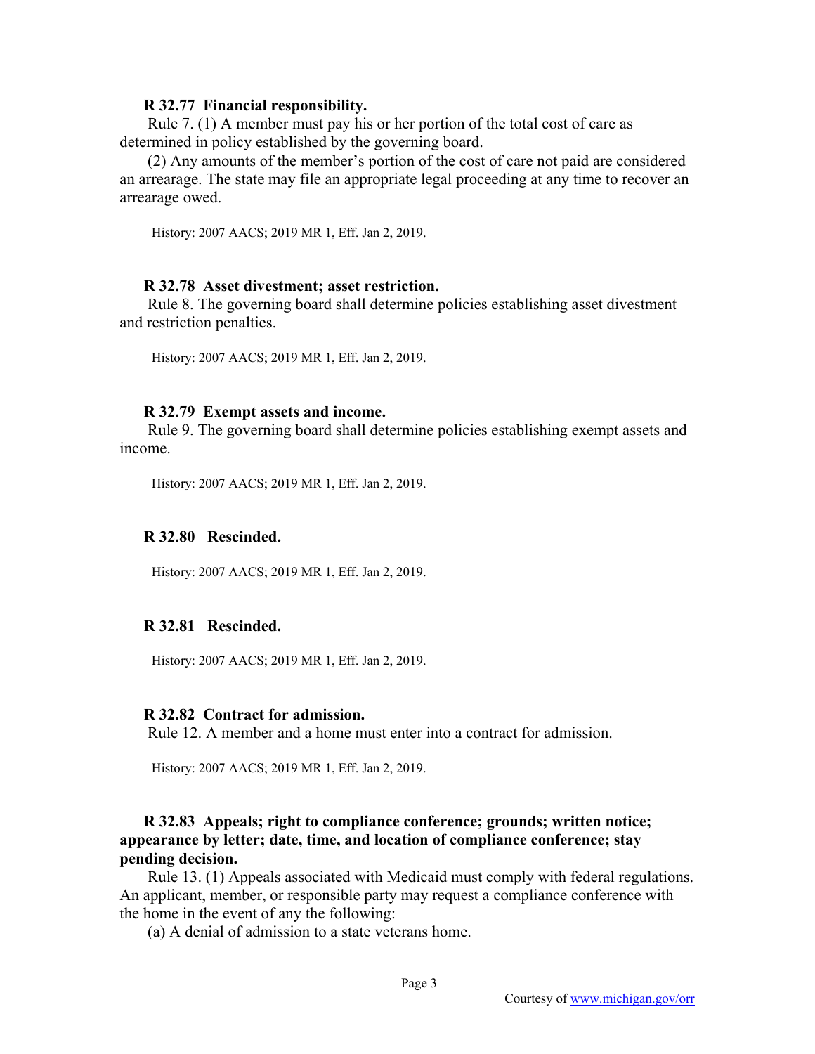**R 32.77 Financial responsibility.**

Rule 7. (1) A member must pay his or her portion of the total cost of care as determined in policy established by the governing board.

(2) Any amounts of the member's portion of the cost of care not paid are considered an arrearage. The state may file an appropriate legal proceeding at any time to recover an arrearage owed.

History: 2007 AACS; 2019 MR 1, Eff. Jan 2, 2019.

**R 32.78 Asset divestment; asset restriction.**

Rule 8. The governing board shall determine policies establishing asset divestment and restriction penalties.

History: 2007 AACS; 2019 MR 1, Eff. Jan 2, 2019.

**R 32.79 Exempt assets and income.**

Rule 9. The governing board shall determine policies establishing exempt assets and income.

History: 2007 AACS; 2019 MR 1, Eff. Jan 2, 2019.

**R 32.80 Rescinded.**

History: 2007 AACS; 2019 MR 1, Eff. Jan 2, 2019.

**R 32.81 Rescinded.**

History: 2007 AACS; 2019 MR 1, Eff. Jan 2, 2019.

**R 32.82 Contract for admission.**

Rule 12. A member and a home must enter into a contract for admission.

History: 2007 AACS; 2019 MR 1, Eff. Jan 2, 2019.

**R 32.83 Appeals; right to compliance conference; grounds; written notice; appearance by letter; date, time, and location of compliance conference; stay pending decision.**

Rule 13. (1) Appeals associated with Medicaid must comply with federal regulations. An applicant, member, or responsible party may request a compliance conference with the home in the event of any the following:

(a) A denial of admission to a state veterans home.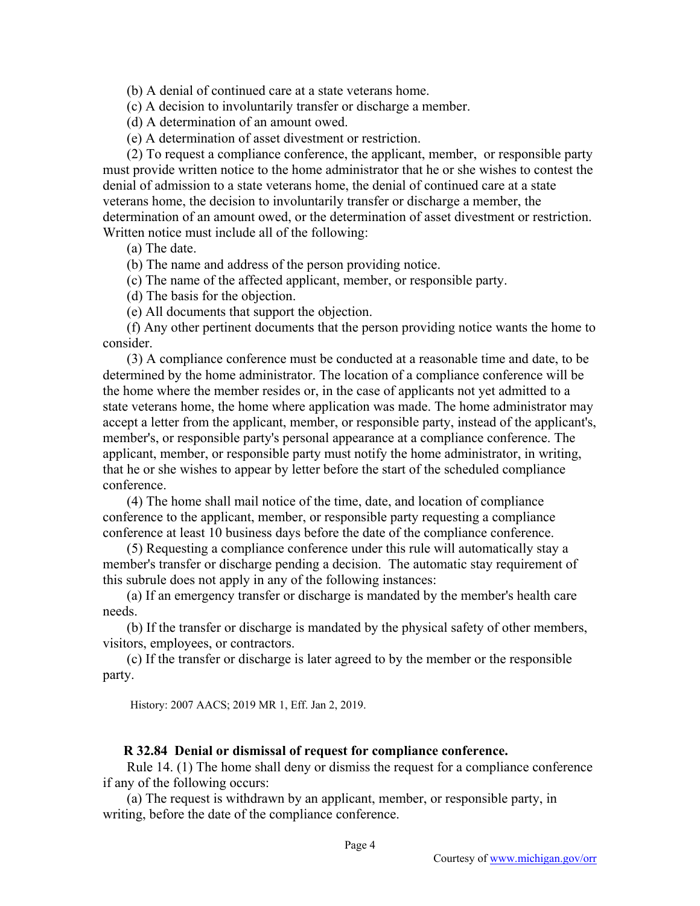(b) A denial of continued care at a state veterans home.

(c) A decision to involuntarily transfer or discharge a member.

(d) A determination of an amount owed.

(e) A determination of asset divestment or restriction.

(2) To request a compliance conference, the applicant, member, or responsible party must provide written notice to the home administrator that he or she wishes to contest the denial of admission to a state veterans home, the denial of continued care at a state veterans home, the decision to involuntarily transfer or discharge a member, the determination of an amount owed, or the determination of asset divestment or restriction. Written notice must include all of the following:

(a) The date.

(b) The name and address of the person providing notice.

(c) The name of the affected applicant, member, or responsible party.

(d) The basis for the objection.

(e) All documents that support the objection.

(f) Any other pertinent documents that the person providing notice wants the home to consider.

(3) A compliance conference must be conducted at a reasonable time and date, to be determined by the home administrator. The location of a compliance conference will be the home where the member resides or, in the case of applicants not yet admitted to a state veterans home, the home where application was made. The home administrator may accept a letter from the applicant, member, or responsible party, instead of the applicant's, member's, or responsible party's personal appearance at a compliance conference. The applicant, member, or responsible party must notify the home administrator, in writing, that he or she wishes to appear by letter before the start of the scheduled compliance conference.

(4) The home shall mail notice of the time, date, and location of compliance conference to the applicant, member, or responsible party requesting a compliance conference at least 10 business days before the date of the compliance conference.

(5) Requesting a compliance conference under this rule will automatically stay a member's transfer or discharge pending a decision. The automatic stay requirement of this subrule does not apply in any of the following instances:

(a) If an emergency transfer or discharge is mandated by the member's health care needs.

(b) If the transfer or discharge is mandated by the physical safety of other members, visitors, employees, or contractors.

(c) If the transfer or discharge is later agreed to by the member or the responsible party.

History: 2007 AACS; 2019 MR 1, Eff. Jan 2, 2019.

**R 32.84 Denial or dismissal of request for compliance conference.**

Rule 14. (1) The home shall deny or dismiss the request for a compliance conference if any of the following occurs:

(a) The request is withdrawn by an applicant, member, or responsible party, in writing, before the date of the compliance conference.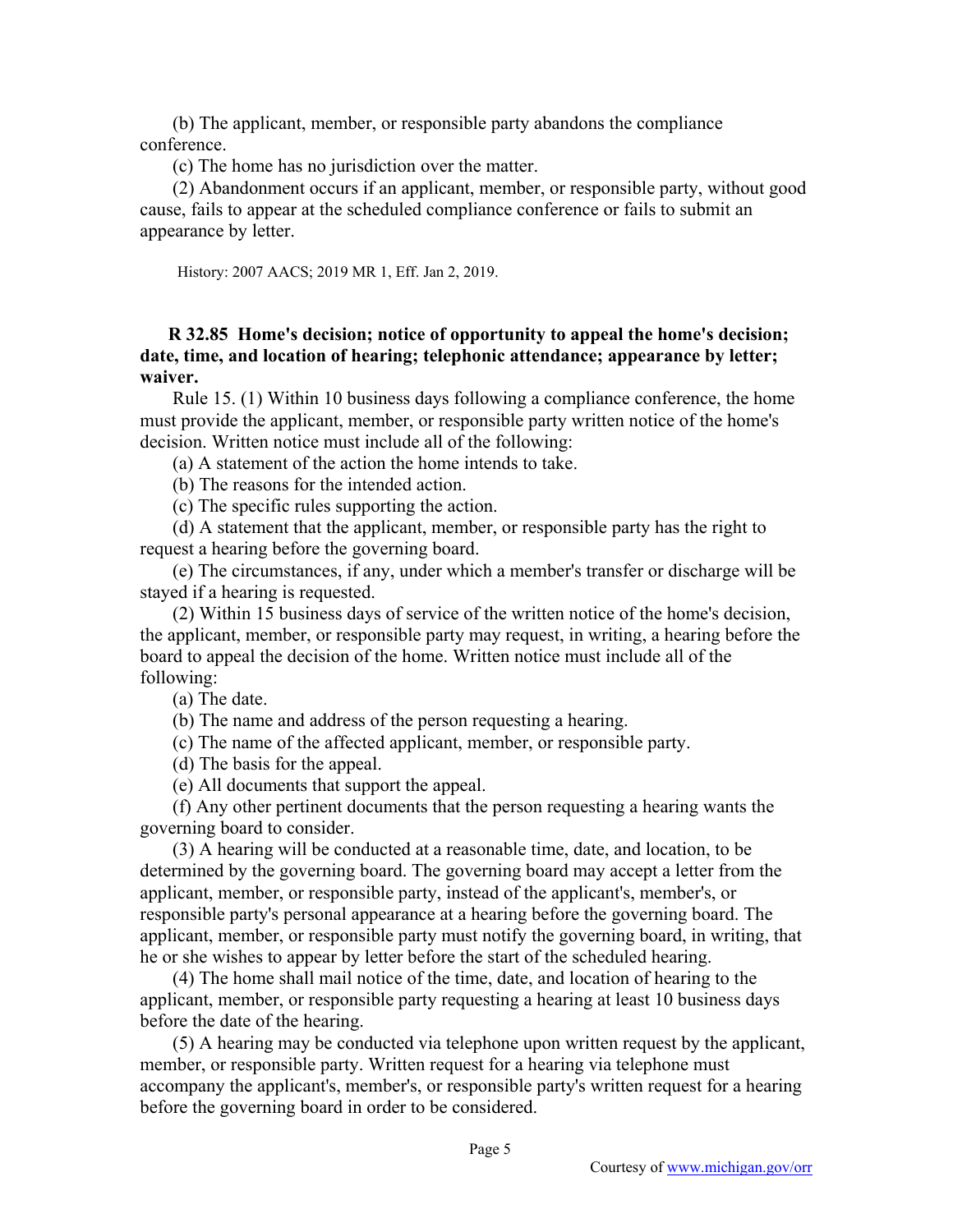(b) The applicant, member, or responsible party abandons the compliance conference.

(c) The home has no jurisdiction over the matter.

(2) Abandonment occurs if an applicant, member, or responsible party, without good cause, fails to appear at the scheduled compliance conference or fails to submit an appearance by letter.

History: 2007 AACS; 2019 MR 1, Eff. Jan 2, 2019.

**R 32.85 Home's decision; notice of opportunity to appeal the home's decision; date, time, and location of hearing; telephonic attendance; appearance by letter; waiver.**

Rule 15. (1) Within 10 business days following a compliance conference, the home must provide the applicant, member, or responsible party written notice of the home's decision. Written notice must include all of the following:

(a) A statement of the action the home intends to take.

(b) The reasons for the intended action.

(c) The specific rules supporting the action.

(d) A statement that the applicant, member, or responsible party has the right to request a hearing before the governing board.

(e) The circumstances, if any, under which a member's transfer or discharge will be stayed if a hearing is requested.

(2) Within 15 business days of service of the written notice of the home's decision, the applicant, member, or responsible party may request, in writing, a hearing before the board to appeal the decision of the home. Written notice must include all of the following:

(a) The date.

(b) The name and address of the person requesting a hearing.

(c) The name of the affected applicant, member, or responsible party.

(d) The basis for the appeal.

(e) All documents that support the appeal.

(f) Any other pertinent documents that the person requesting a hearing wants the governing board to consider.

(3) A hearing will be conducted at a reasonable time, date, and location, to be determined by the governing board. The governing board may accept a letter from the applicant, member, or responsible party, instead of the applicant's, member's, or responsible party's personal appearance at a hearing before the governing board. The applicant, member, or responsible party must notify the governing board, in writing, that he or she wishes to appear by letter before the start of the scheduled hearing.

(4) The home shall mail notice of the time, date, and location of hearing to the applicant, member, or responsible party requesting a hearing at least 10 business days before the date of the hearing.

(5) A hearing may be conducted via telephone upon written request by the applicant, member, or responsible party. Written request for a hearing via telephone must accompany the applicant's, member's, or responsible party's written request for a hearing before the governing board in order to be considered.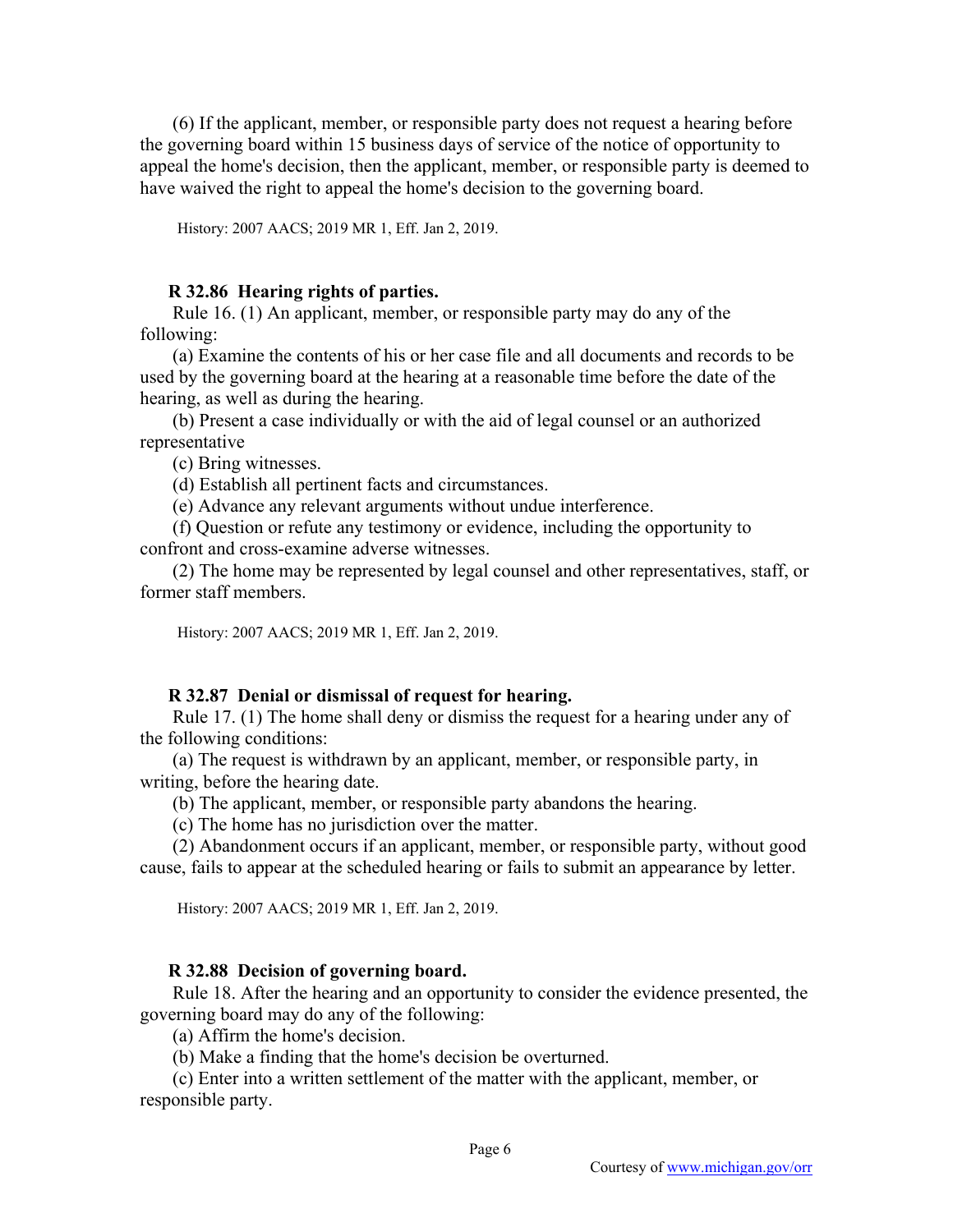(6) If the applicant, member, or responsible party does not request a hearing before the governing board within 15 business days of service of the notice of opportunity to appeal the home's decision, then the applicant, member, or responsible party is deemed to have waived the right to appeal the home's decision to the governing board.

History: 2007 AACS; 2019 MR 1, Eff. Jan 2, 2019.

**R 32.86 Hearing rights of parties.**

Rule 16. (1) An applicant, member, or responsible party may do any of the following:

(a) Examine the contents of his or her case file and all documents and records to be used by the governing board at the hearing at a reasonable time before the date of the hearing, as well as during the hearing.

(b) Present a case individually or with the aid of legal counsel or an authorized representative

(c) Bring witnesses.

(d) Establish all pertinent facts and circumstances.

(e) Advance any relevant arguments without undue interference.

(f) Question or refute any testimony or evidence, including the opportunity to confront and cross-examine adverse witnesses.

(2) The home may be represented by legal counsel and other representatives, staff, or former staff members.

History: 2007 AACS; 2019 MR 1, Eff. Jan 2, 2019.

**R 32.87 Denial or dismissal of request for hearing.**

Rule 17. (1) The home shall deny or dismiss the request for a hearing under any of the following conditions:

(a) The request is withdrawn by an applicant, member, or responsible party, in writing, before the hearing date.

(b) The applicant, member, or responsible party abandons the hearing.

(c) The home has no jurisdiction over the matter.

(2) Abandonment occurs if an applicant, member, or responsible party, without good cause, fails to appear at the scheduled hearing or fails to submit an appearance by letter.

History: 2007 AACS; 2019 MR 1, Eff. Jan 2, 2019.

**R 32.88 Decision of governing board.**

Rule 18. After the hearing and an opportunity to consider the evidence presented, the governing board may do any of the following:

(a) Affirm the home's decision.

(b) Make a finding that the home's decision be overturned.

(c) Enter into a written settlement of the matter with the applicant, member, or responsible party.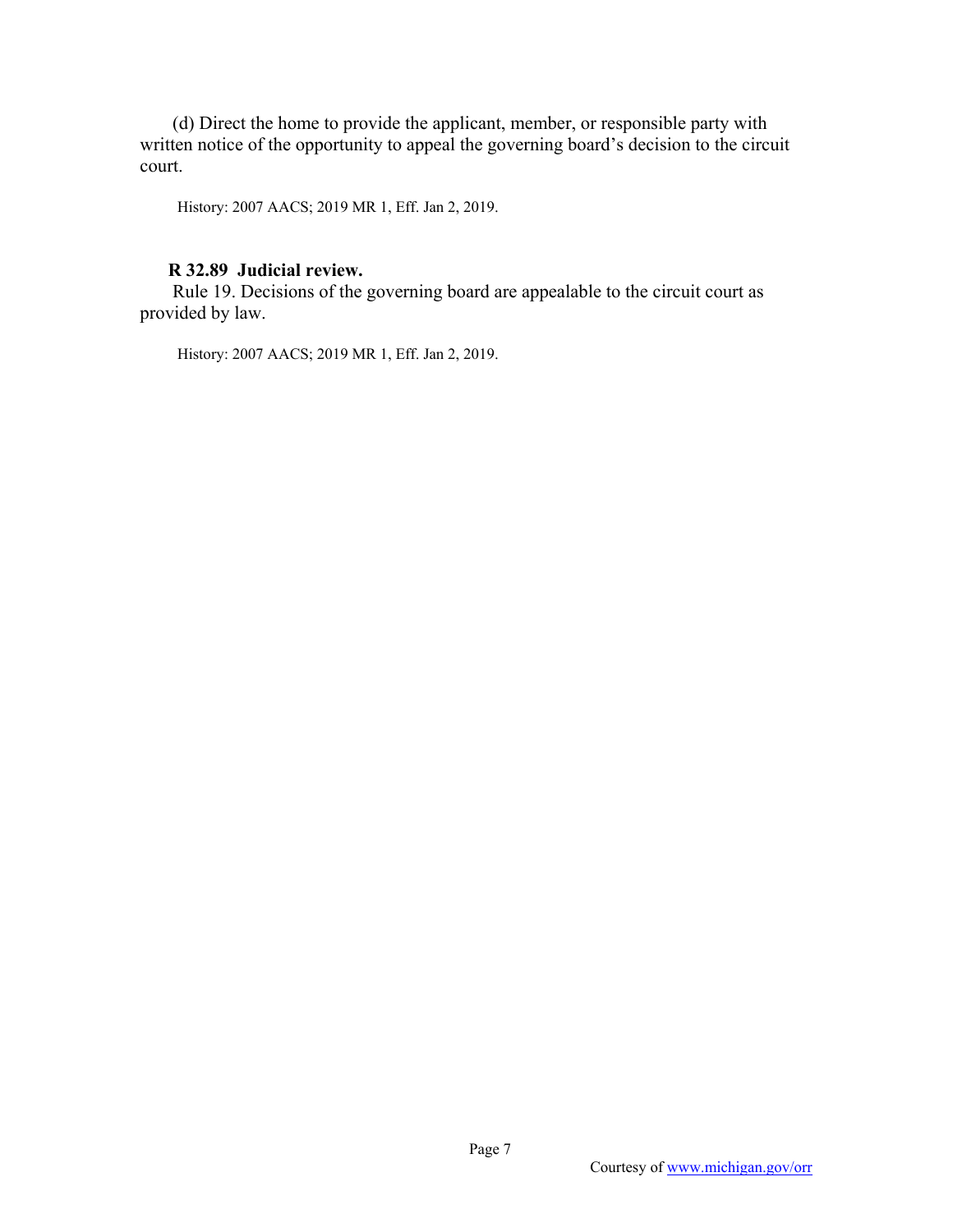(d) Direct the home to provide the applicant, member, or responsible party with written notice of the opportunity to appeal the governing board's decision to the circuit court.

History: 2007 AACS; 2019 MR 1, Eff. Jan 2, 2019.

**R 32.89 Judicial review.**

Rule 19. Decisions of the governing board are appealable to the circuit court as provided by law.

History: 2007 AACS; 2019 MR 1, Eff. Jan 2, 2019.

Courtesy of www.michigan.gov/orr